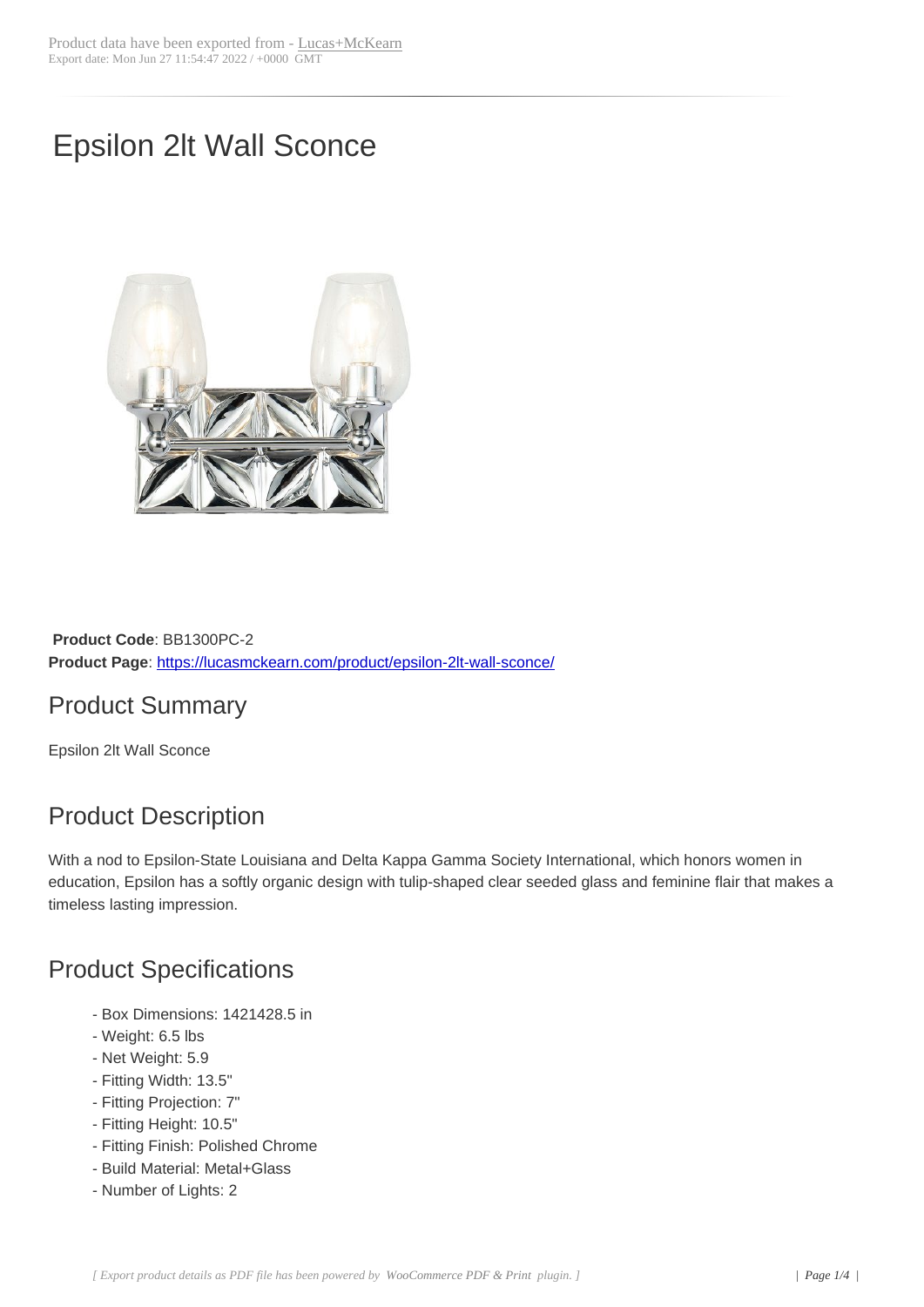Product data have been exported from - Lucas+McKearn
Export date: Mon Jun 27 11:54:47 2022 / +0000 GMT

# Epsilon 2lt Wall Sconce

**Product Code**: BB1300PC-2
**Product Page**: https://lucasmckearn.com/product/epsilon-2lt-wall-sconce/

## Product Summary

Epsilon 2lt Wall Sconce

## Product Description

With a nod to Epsilon-State Louisiana and Delta Kappa Gamma Society International, which honors women in education, Epsilon has a softly organic design with tulip-shaped clear seeded glass and feminine flair that makes a timeless lasting impression.

## Product Specifications

- Box Dimensions: 1421428.5 in
- Weight: 6.5 lbs
- Net Weight: 5.9
- Fitting Width: 13.5"
- Fitting Projection: 7"
- Fitting Height: 10.5"
- Fitting Finish: Polished Chrome
- Build Material: Metal+Glass
- Number of Lights: 2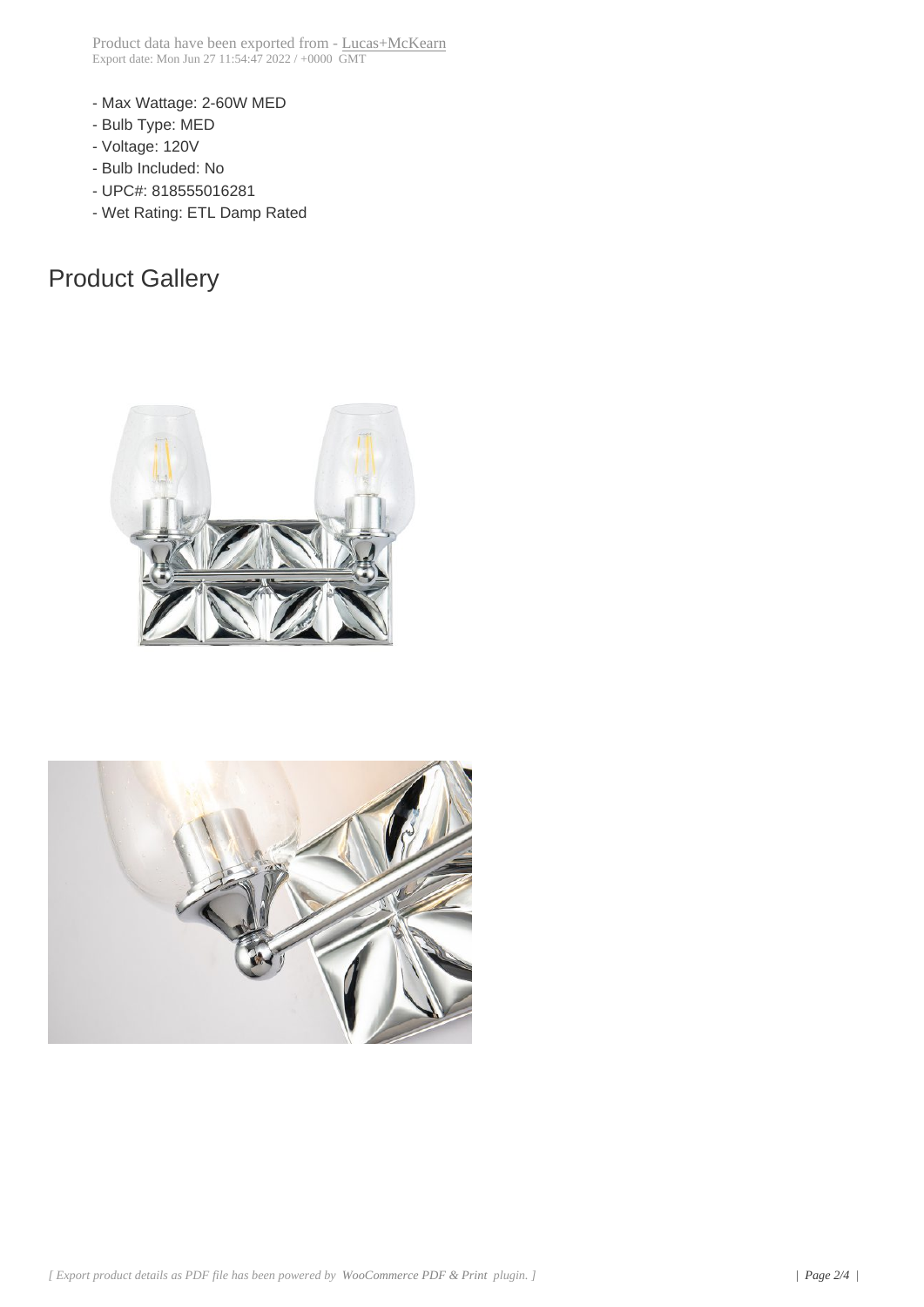- Max Wattage: 2-60W MED
- Bulb Type: MED
- Voltage: 120V
- Bulb Included: No
- UPC#: 818555016281
- Wet Rating: ETL Damp Rated

## Product Gallery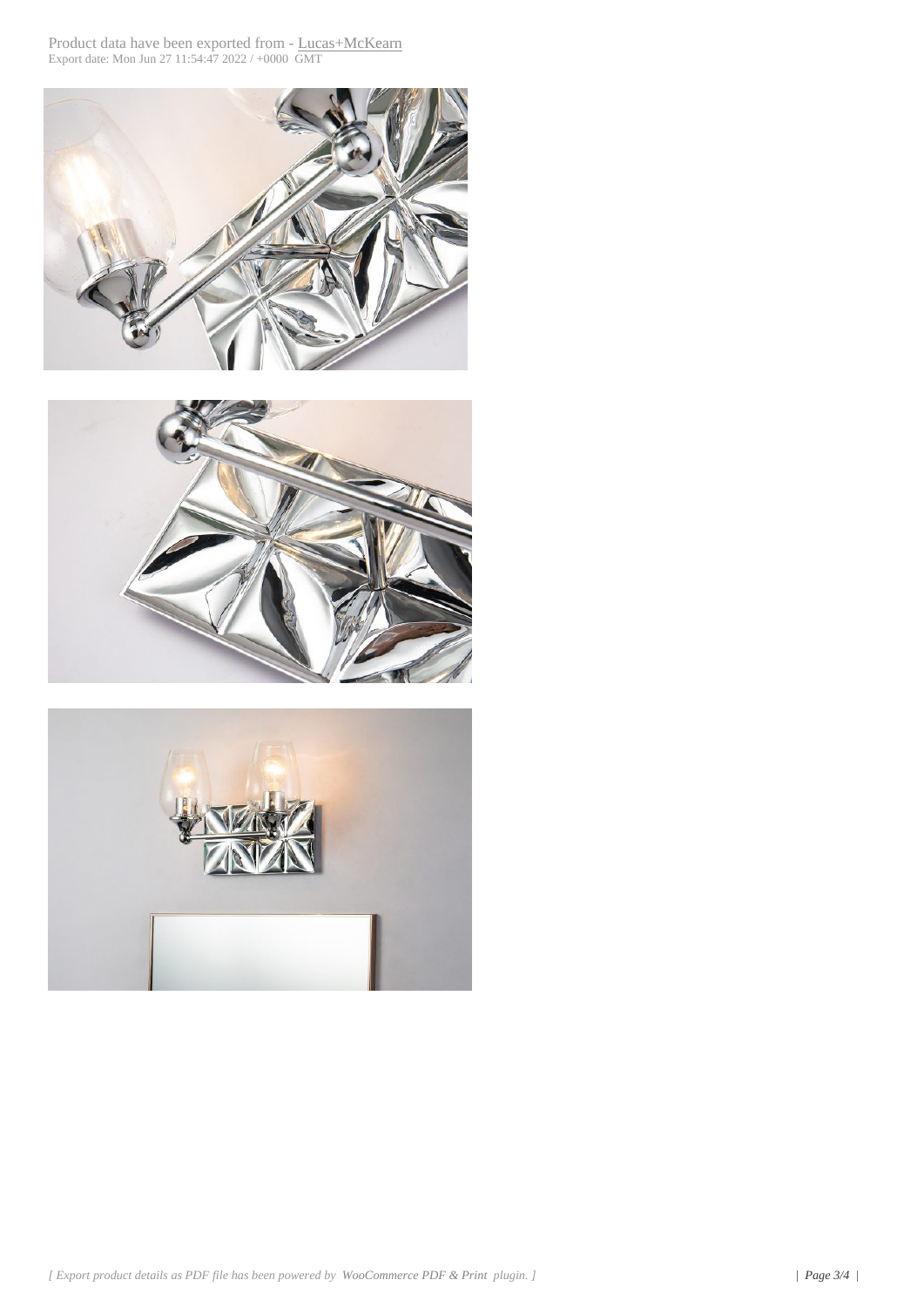Product data have been exported from - Lucas+McKearn
Export date: Mon Jun 27 11:54:47 2022 / +0000 GMT